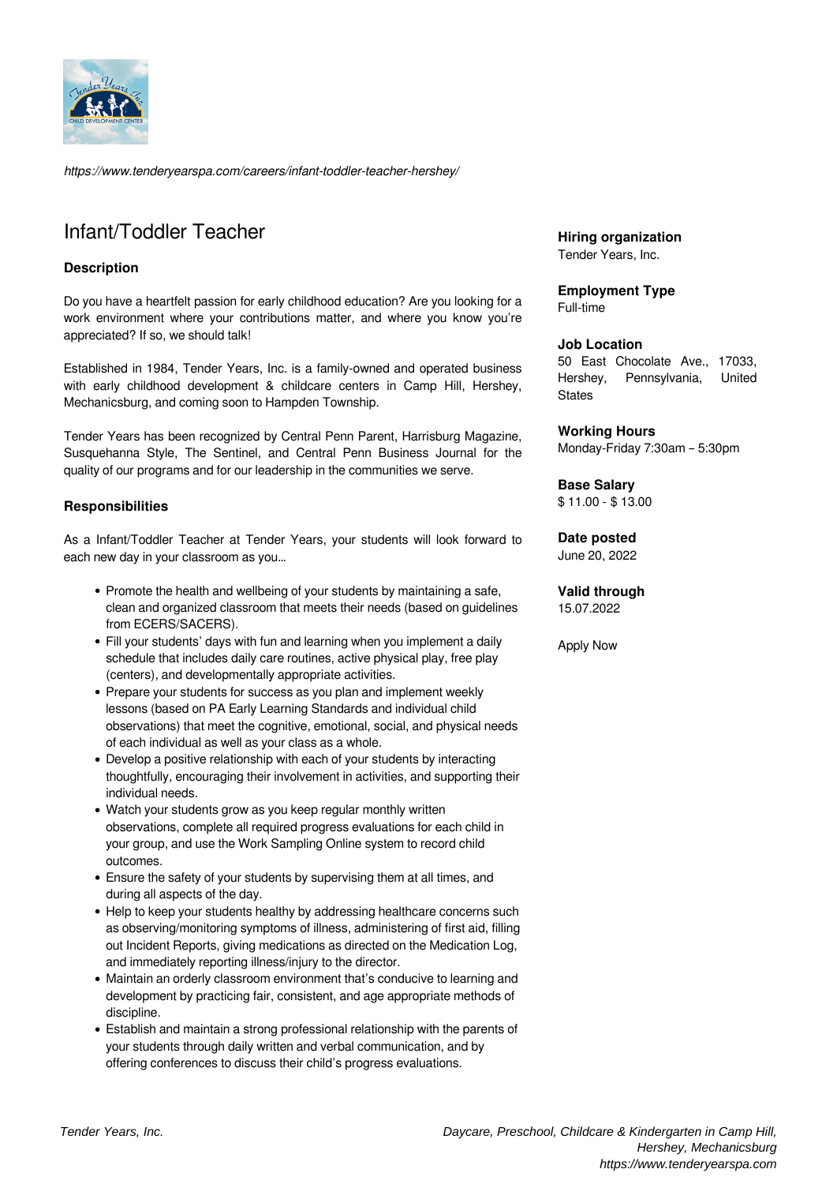*https://www.tenderyearspa.com/careers/infant-toddler-teacher-hershey/*

# Infant/Toddler Teacher

### Description

Do you have a heartfelt passion for early childhood education? Are you looking for a work environment where your contributions matter, and where you know you're appreciated? If so, we should talk!

Established in 1984, Tender Years, Inc. is a family-owned and operated business with early childhood development & childcare centers in Camp Hill, Hershey, Mechanicsburg, and coming soon to Hampden Township.

Tender Years has been recognized by Central Penn Parent, Harrisburg Magazine, Susquehanna Style, The Sentinel, and Central Penn Business Journal for the quality of our programs and for our leadership in the communities we serve.

### Responsibilities

As a Infant/Toddler Teacher at Tender Years, your students will look forward to each new day in your classroom as you...

- Promote the health and wellbeing of your students by maintaining a safe, clean and organized classroom that meets their needs (based on guidelines from ECERS/SACERS).
- Fill your students' days with fun and learning when you implement a daily schedule that includes daily care routines, active physical play, free play (centers), and developmentally appropriate activities.
- Prepare your students for success as you plan and implement weekly lessons (based on PA Early Learning Standards and individual child observations) that meet the cognitive, emotional, social, and physical needs of each individual as well as your class as a whole.
- Develop a positive relationship with each of your students by interacting thoughtfully, encouraging their involvement in activities, and supporting their individual needs.
- Watch your students grow as you keep regular monthly written observations, complete all required progress evaluations for each child in your group, and use the Work Sampling Online system to record child outcomes.
- Ensure the safety of your students by supervising them at all times, and during all aspects of the day.
- Help to keep your students healthy by addressing healthcare concerns such as observing/monitoring symptoms of illness, administering of first aid, filling out Incident Reports, giving medications as directed on the Medication Log, and immediately reporting illness/injury to the director.
- Maintain an orderly classroom environment that's conducive to learning and development by practicing fair, consistent, and age appropriate methods of discipline.
- Establish and maintain a strong professional relationship with the parents of your students through daily written and verbal communication, and by offering conferences to discuss their child's progress evaluations.

**Hiring organization**
Tender Years, Inc.

**Employment Type**
Full-time

**Job Location**
50 East Chocolate Ave., 17033, Hershey, Pennsylvania, United States

**Working Hours**
Monday-Friday 7:30am – 5:30pm

**Base Salary**
$ 11.00 - $ 13.00

**Date posted**
June 20, 2022

**Valid through**
15.07.2022

Apply Now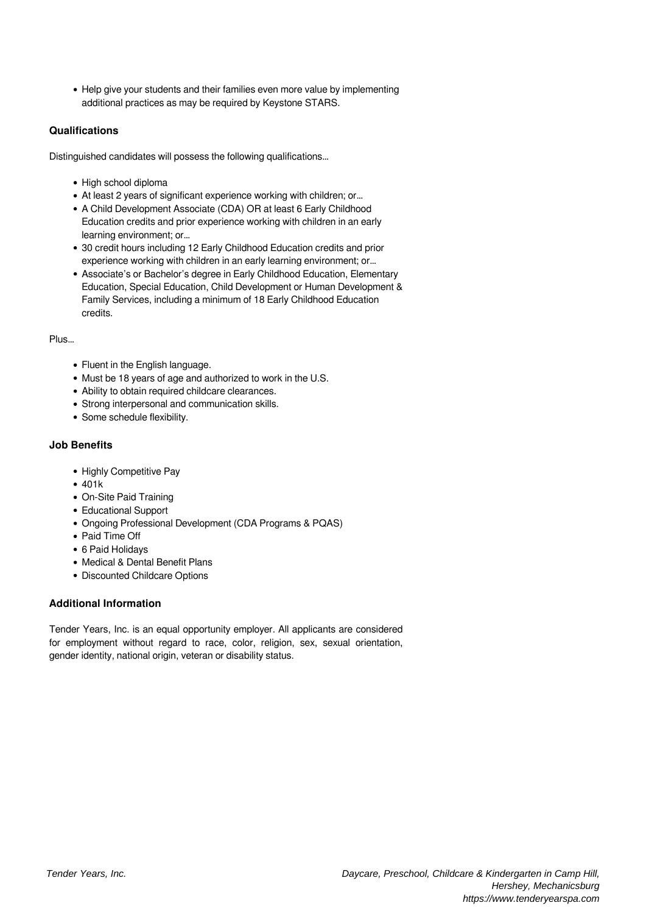- Help give your students and their families even more value by implementing additional practices as may be required by Keystone STARS.

### Qualifications

Distinguished candidates will possess the following qualifications…

- High school diploma
- At least 2 years of significant experience working with children; or…
- A Child Development Associate (CDA) OR at least 6 Early Childhood Education credits and prior experience working with children in an early learning environment; or…
- 30 credit hours including 12 Early Childhood Education credits and prior experience working with children in an early learning environment; or…
- Associate's or Bachelor's degree in Early Childhood Education, Elementary Education, Special Education, Child Development or Human Development & Family Services, including a minimum of 18 Early Childhood Education credits.

Plus…

- Fluent in the English language.
- Must be 18 years of age and authorized to work in the U.S.
- Ability to obtain required childcare clearances.
- Strong interpersonal and communication skills.
- Some schedule flexibility.

### Job Benefits

- Highly Competitive Pay
- 401k
- On-Site Paid Training
- Educational Support
- Ongoing Professional Development (CDA Programs & PQAS)
- Paid Time Off
- 6 Paid Holidays
- Medical & Dental Benefit Plans
- Discounted Childcare Options

### Additional Information

Tender Years, Inc. is an equal opportunity employer. All applicants are considered for employment without regard to race, color, religion, sex, sexual orientation, gender identity, national origin, veteran or disability status.